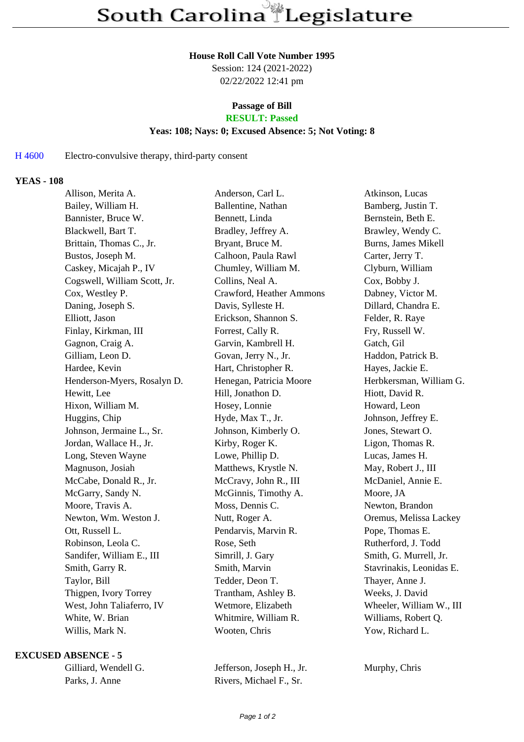# South Carolina Legislature

**House Roll Call Vote Number 1995**
Session: 124 (2021-2022)
02/22/2022 12:41 pm

**Passage of Bill**
**RESULT: Passed**
**Yeas: 108; Nays: 0; Excused Absence: 5; Not Voting: 8**

H 4600 Electro-convulsive therapy, third-party consent

## YEAS - 108

| | | |
|---|---|---|
| Allison, Merita A. | Anderson, Carl L. | Atkinson, Lucas |
| Bailey, William H. | Ballentine, Nathan | Bamberg, Justin T. |
| Bannister, Bruce W. | Bennett, Linda | Bernstein, Beth E. |
| Blackwell, Bart T. | Bradley, Jeffrey A. | Brawley, Wendy C. |
| Brittain, Thomas C., Jr. | Bryant, Bruce M. | Burns, James Mikell |
| Bustos, Joseph M. | Calhoon, Paula Rawl | Carter, Jerry T. |
| Caskey, Micajah P., IV | Chumley, William M. | Clyburn, William |
| Cogswell, William Scott, Jr. | Collins, Neal A. | Cox, Bobby J. |
| Cox, Westley P. | Crawford, Heather Ammons | Dabney, Victor M. |
| Daning, Joseph S. | Davis, Sylleste H. | Dillard, Chandra E. |
| Elliott, Jason | Erickson, Shannon S. | Felder, R. Raye |
| Finlay, Kirkman, III | Forrest, Cally R. | Fry, Russell W. |
| Gagnon, Craig A. | Garvin, Kambrell H. | Gatch, Gil |
| Gilliam, Leon D. | Govan, Jerry N., Jr. | Haddon, Patrick B. |
| Hardee, Kevin | Hart, Christopher R. | Hayes, Jackie E. |
| Henderson-Myers, Rosalyn D. | Henegan, Patricia Moore | Herbkersman, William G. |
| Hewitt, Lee | Hill, Jonathon D. | Hiott, David R. |
| Hixon, William M. | Hosey, Lonnie | Howard, Leon |
| Huggins, Chip | Hyde, Max T., Jr. | Johnson, Jeffrey E. |
| Johnson, Jermaine L., Sr. | Johnson, Kimberly O. | Jones, Stewart O. |
| Jordan, Wallace H., Jr. | Kirby, Roger K. | Ligon, Thomas R. |
| Long, Steven Wayne | Lowe, Phillip D. | Lucas, James H. |
| Magnuson, Josiah | Matthews, Krystle N. | May, Robert J., III |
| McCabe, Donald R., Jr. | McCravy, John R., III | McDaniel, Annie E. |
| McGarry, Sandy N. | McGinnis, Timothy A. | Moore, JA |
| Moore, Travis A. | Moss, Dennis C. | Newton, Brandon |
| Newton, Wm. Weston J. | Nutt, Roger A. | Oremus, Melissa Lackey |
| Ott, Russell L. | Pendarvis, Marvin R. | Pope, Thomas E. |
| Robinson, Leola C. | Rose, Seth | Rutherford, J. Todd |
| Sandifer, William E., III | Simrill, J. Gary | Smith, G. Murrell, Jr. |
| Smith, Garry R. | Smith, Marvin | Stavrinakis, Leonidas E. |
| Taylor, Bill | Tedder, Deon T. | Thayer, Anne J. |
| Thigpen, Ivory Torrey | Trantham, Ashley B. | Weeks, J. David |
| West, John Taliaferro, IV | Wetmore, Elizabeth | Wheeler, William W., III |
| White, W. Brian | Whitmire, William R. | Williams, Robert Q. |
| Willis, Mark N. | Wooten, Chris | Yow, Richard L. |

## EXCUSED ABSENCE - 5

| | | |
|---|---|---|
| Gilliard, Wendell G. | Jefferson, Joseph H., Jr. | Murphy, Chris |
| Parks, J. Anne | Rivers, Michael F., Sr. | |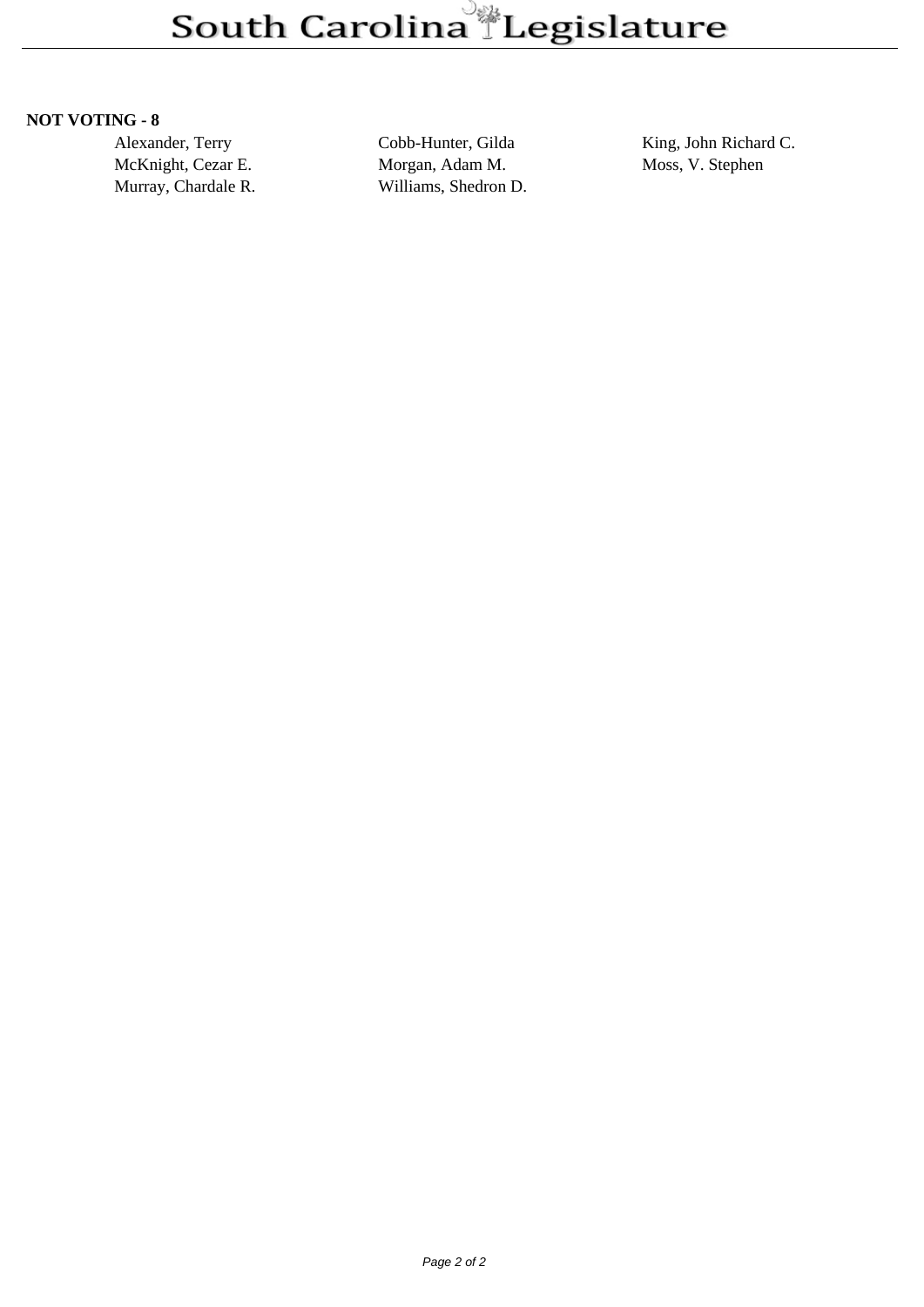**NOT VOTING - 8**

| | | |
|---|---|---|
| Alexander, Terry | Cobb-Hunter, Gilda | King, John Richard C. |
| McKnight, Cezar E. | Morgan, Adam M. | Moss, V. Stephen |
| Murray, Chardale R. | Williams, Shedron D. | |